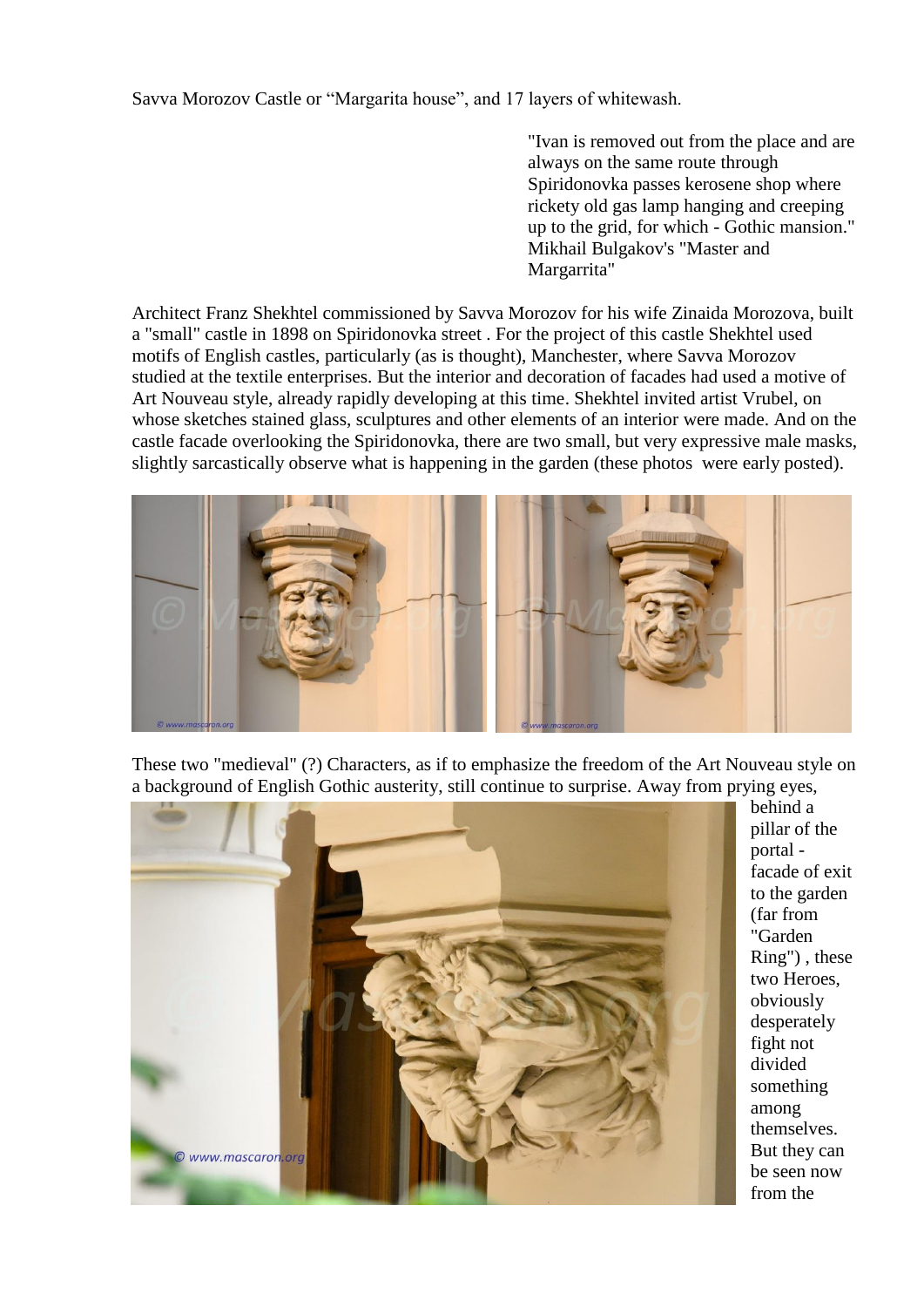Savva Morozov Castle or "Margarita house", and 17 layers of whitewash.

> "Ivan is removed out from the place and are always on the same route through Spiridonovka passes kerosene shop where rickety old gas lamp hanging and creeping up to the grid, for which - Gothic mansion." Mikhail Bulgakov's "Master and Margarrita"

Architect Franz Shekhtel commissioned by Savva Morozov for his wife Zinaida Morozova, built a "small" castle in 1898 on Spiridonovka street . For the project of this castle Shekhtel used motifs of English castles, particularly (as is thought), Manchester, where Savva Morozov studied at the textile enterprises. But the interior and decoration of facades had used a motive of Art Nouveau style, already rapidly developing at this time. Shekhtel invited artist Vrubel, on whose sketches stained glass, sculptures and other elements of an interior were made. And on the castle facade overlooking the Spiridonovka, there are two small, but very expressive male masks, slightly sarcastically observe what is happening in the garden (these photos were early posted).

These two "medieval" (?) Characters, as if to emphasize the freedom of the Art Nouveau style on a background of English Gothic austerity, still continue to surprise. Away from prying eyes, behind a pillar of the portal - facade of exit to the garden (far from "Garden Ring") , these two Heroes, obviously desperately fight not divided something among themselves. But they can be seen now from the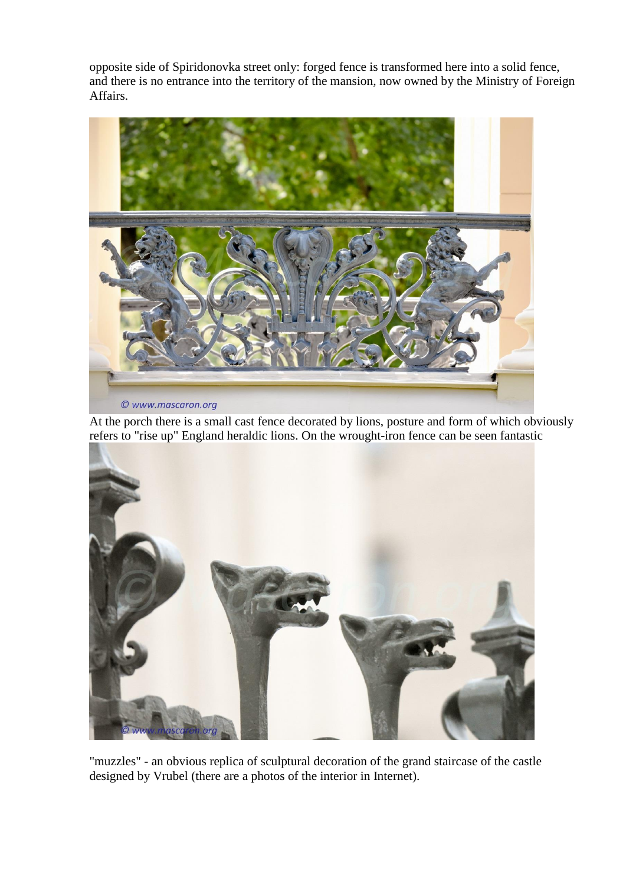opposite side of Spiridonovka street only: forged fence is transformed here into a solid fence, and there is no entrance into the territory of the mansion, now owned by the Ministry of Foreign Affairs.

At the porch there is a small cast fence decorated by lions, posture and form of which obviously refers to "rise up" England heraldic lions. On the wrought-iron fence can be seen fantastic

"muzzles" - an obvious replica of sculptural decoration of the grand staircase of the castle designed by Vrubel (there are a photos of the interior in Internet).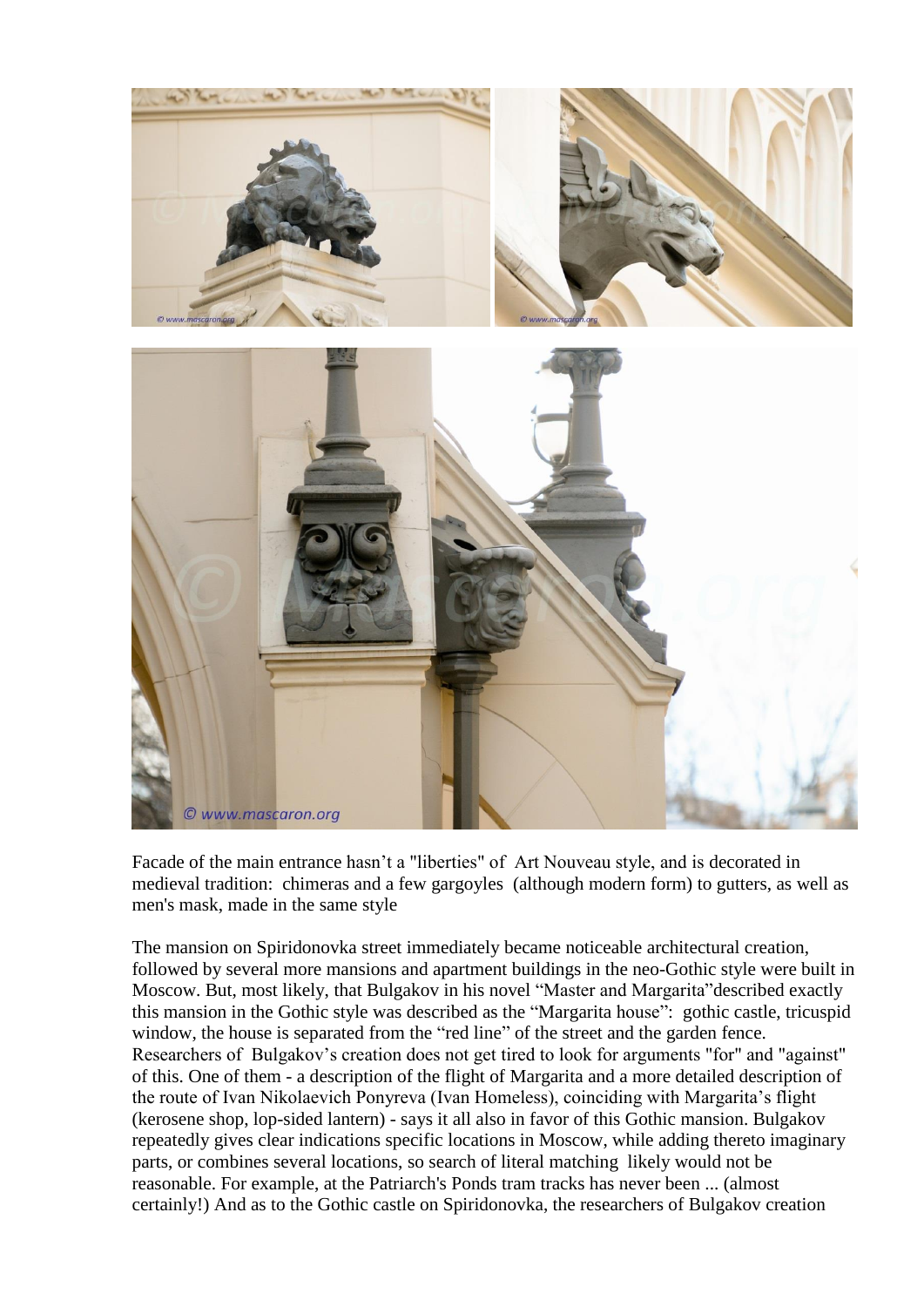Facade of the main entrance hasn’t a "liberties" of Art Nouveau style, and is decorated in medieval tradition: chimeras and a few gargoyles (although modern form) to gutters, as well as men's mask, made in the same style

The mansion on Spiridonovka street immediately became noticeable architectural creation, followed by several more mansions and apartment buildings in the neo-Gothic style were built in Moscow. But, most likely, that Bulgakov in his novel “Master and Margarita”described exactly this mansion in the Gothic style was described as the “Margarita house”: gothic castle, tricuspid window, the house is separated from the “red line” of the street and the garden fence. Researchers of Bulgakov’s creation does not get tired to look for arguments "for" and "against" of this. One of them - a description of the flight of Margarita and a more detailed description of the route of Ivan Nikolaevich Ponyreva (Ivan Homeless), coinciding with Margarita’s flight (kerosene shop, lop-sided lantern) - says it all also in favor of this Gothic mansion. Bulgakov repeatedly gives clear indications specific locations in Moscow, while adding thereto imaginary parts, or combines several locations, so search of literal matching likely would not be reasonable. For example, at the Patriarch's Ponds tram tracks has never been ... (almost certainly!) And as to the Gothic castle on Spiridonovka, the researchers of Bulgakov creation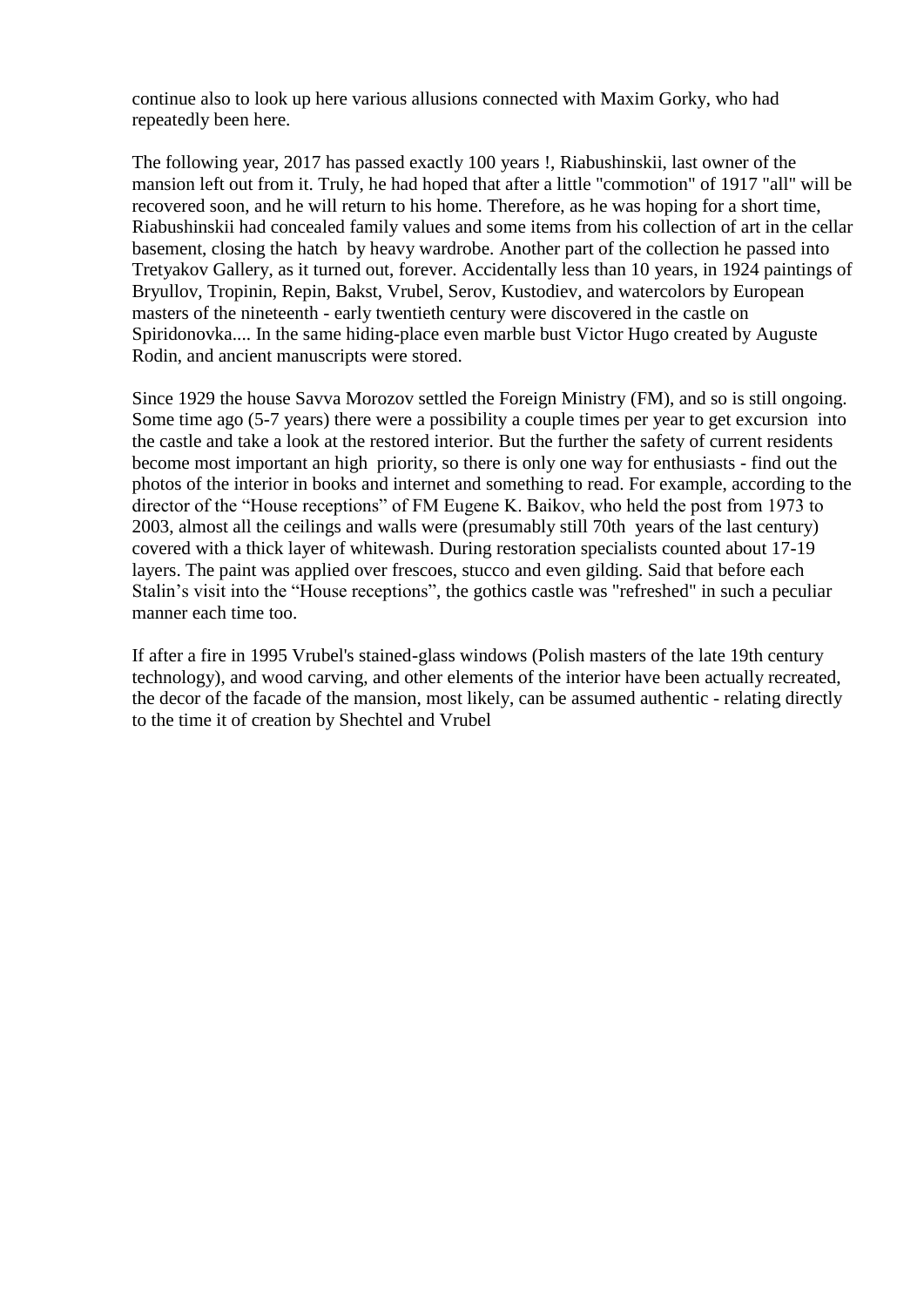continue also to look up here various allusions connected with Maxim Gorky, who had repeatedly been here.

The following year, 2017 has passed exactly 100 years !, Riabushinskii, last owner of the mansion left out from it. Truly, he had hoped that after a little "commotion" of 1917 "all" will be recovered soon, and he will return to his home. Therefore, as he was hoping for a short time, Riabushinskii had concealed family values and some items from his collection of art in the cellar basement, closing the hatch by heavy wardrobe. Another part of the collection he passed into Tretyakov Gallery, as it turned out, forever. Accidentally less than 10 years, in 1924 paintings of Bryullov, Tropinin, Repin, Bakst, Vrubel, Serov, Kustodiev, and watercolors by European masters of the nineteenth - early twentieth century were discovered in the castle on Spiridonovka.... In the same hiding-place even marble bust Victor Hugo created by Auguste Rodin, and ancient manuscripts were stored.

Since 1929 the house Savva Morozov settled the Foreign Ministry (FM), and so is still ongoing. Some time ago (5-7 years) there were a possibility a couple times per year to get excursion into the castle and take a look at the restored interior. But the further the safety of current residents become most important an high priority, so there is only one way for enthusiasts - find out the photos of the interior in books and internet and something to read. For example, according to the director of the "House receptions" of FM Eugene K. Baikov, who held the post from 1973 to 2003, almost all the ceilings and walls were (presumably still 70th years of the last century) covered with a thick layer of whitewash. During restoration specialists counted about 17-19 layers. The paint was applied over frescoes, stucco and even gilding. Said that before each Stalin's visit into the "House receptions", the gothics castle was "refreshed" in such a peculiar manner each time too.

If after a fire in 1995 Vrubel's stained-glass windows (Polish masters of the late 19th century technology), and wood carving, and other elements of the interior have been actually recreated, the decor of the facade of the mansion, most likely, can be assumed authentic - relating directly to the time it of creation by Shechtel and Vrubel